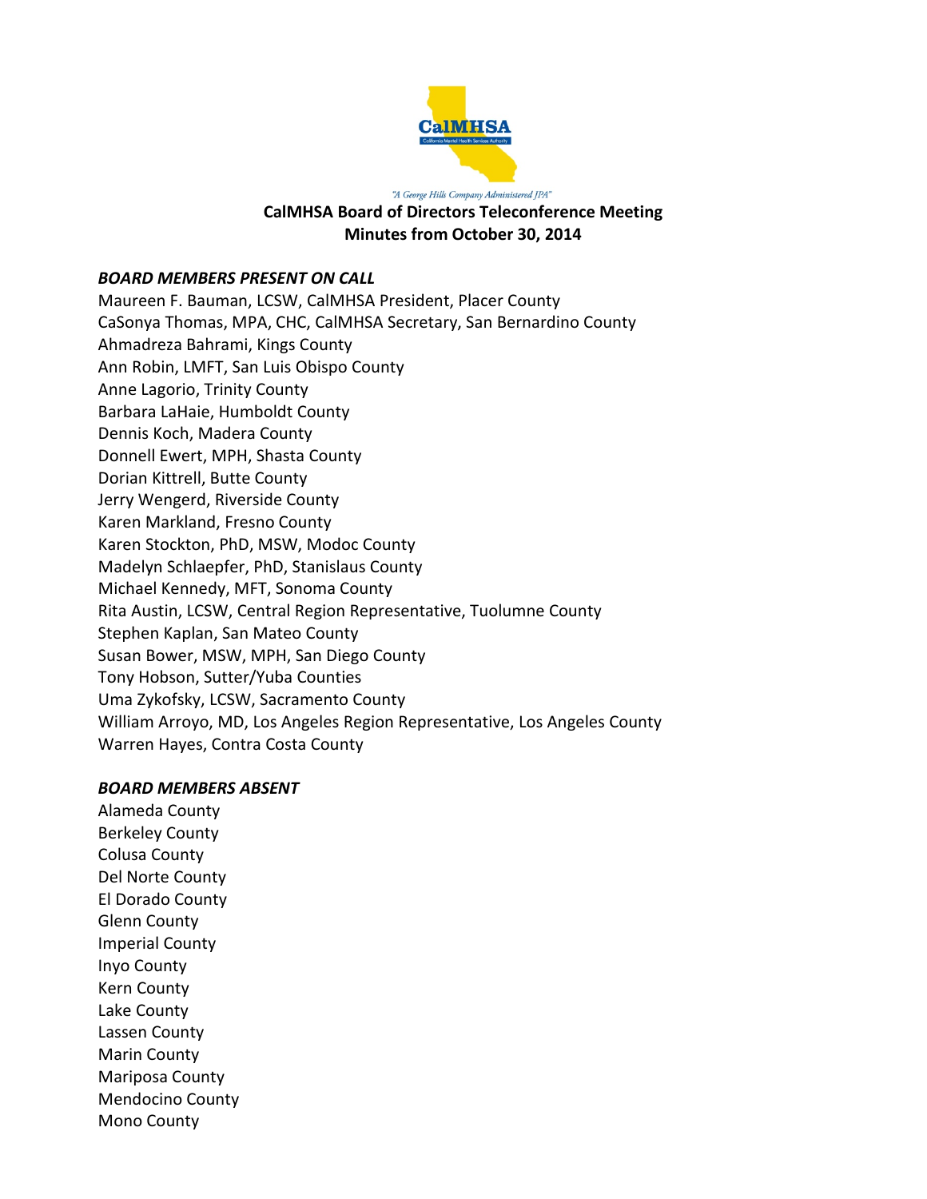"A George Hills Company Administered JPA"

# CalMHSA Board of Directors Teleconference Meeting
## Minutes from October 30, 2014

### *BOARD MEMBERS PRESENT ON CALL*

Maureen F. Bauman, LCSW, CalMHSA President, Placer County
CaSonya Thomas, MPA, CHC, CalMHSA Secretary, San Bernardino County
Ahmadreza Bahrami, Kings County
Ann Robin, LMFT, San Luis Obispo County
Anne Lagorio, Trinity County
Barbara LaHaie, Humboldt County
Dennis Koch, Madera County
Donnell Ewert, MPH, Shasta County
Dorian Kittrell, Butte County
Jerry Wengerd, Riverside County
Karen Markland, Fresno County
Karen Stockton, PhD, MSW, Modoc County
Madelyn Schlaepfer, PhD, Stanislaus County
Michael Kennedy, MFT, Sonoma County
Rita Austin, LCSW, Central Region Representative, Tuolumne County
Stephen Kaplan, San Mateo County
Susan Bower, MSW, MPH, San Diego County
Tony Hobson, Sutter/Yuba Counties
Uma Zykofsky, LCSW, Sacramento County
William Arroyo, MD, Los Angeles Region Representative, Los Angeles County
Warren Hayes, Contra Costa County

### *BOARD MEMBERS ABSENT*

Alameda County
Berkeley County
Colusa County
Del Norte County
El Dorado County
Glenn County
Imperial County
Inyo County
Kern County
Lake County
Lassen County
Marin County
Mariposa County
Mendocino County
Mono County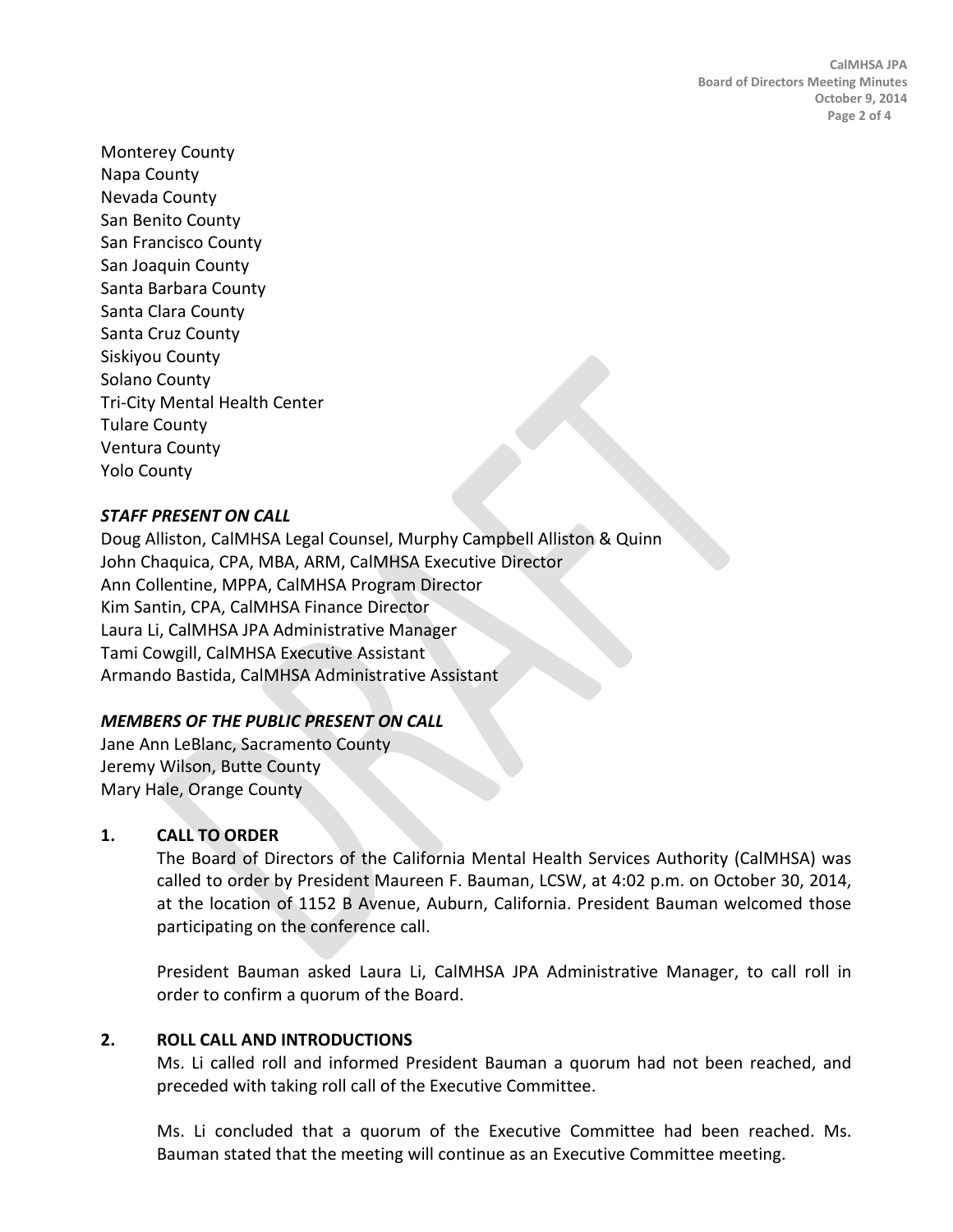Monterey County
Napa County
Nevada County
San Benito County
San Francisco County
San Joaquin County
Santa Barbara County
Santa Clara County
Santa Cruz County
Siskiyou County
Solano County
Tri-City Mental Health Center
Tulare County
Ventura County
Yolo County

***STAFF PRESENT ON CALL***

Doug Alliston, CalMHSA Legal Counsel, Murphy Campbell Alliston & Quinn
John Chaquica, CPA, MBA, ARM, CalMHSA Executive Director
Ann Collentine, MPPA, CalMHSA Program Director
Kim Santin, CPA, CalMHSA Finance Director
Laura Li, CalMHSA JPA Administrative Manager
Tami Cowgill, CalMHSA Executive Assistant
Armando Bastida, CalMHSA Administrative Assistant

***MEMBERS OF THE PUBLIC PRESENT ON CALL***

Jane Ann LeBlanc, Sacramento County
Jeremy Wilson, Butte County
Mary Hale, Orange County

## 1. CALL TO ORDER

The Board of Directors of the California Mental Health Services Authority (CalMHSA) was called to order by President Maureen F. Bauman, LCSW, at 4:02 p.m. on October 30, 2014, at the location of 1152 B Avenue, Auburn, California. President Bauman welcomed those participating on the conference call.

President Bauman asked Laura Li, CalMHSA JPA Administrative Manager, to call roll in order to confirm a quorum of the Board.

## 2. ROLL CALL AND INTRODUCTIONS

Ms. Li called roll and informed President Bauman a quorum had not been reached, and preceded with taking roll call of the Executive Committee.

Ms. Li concluded that a quorum of the Executive Committee had been reached. Ms. Bauman stated that the meeting will continue as an Executive Committee meeting.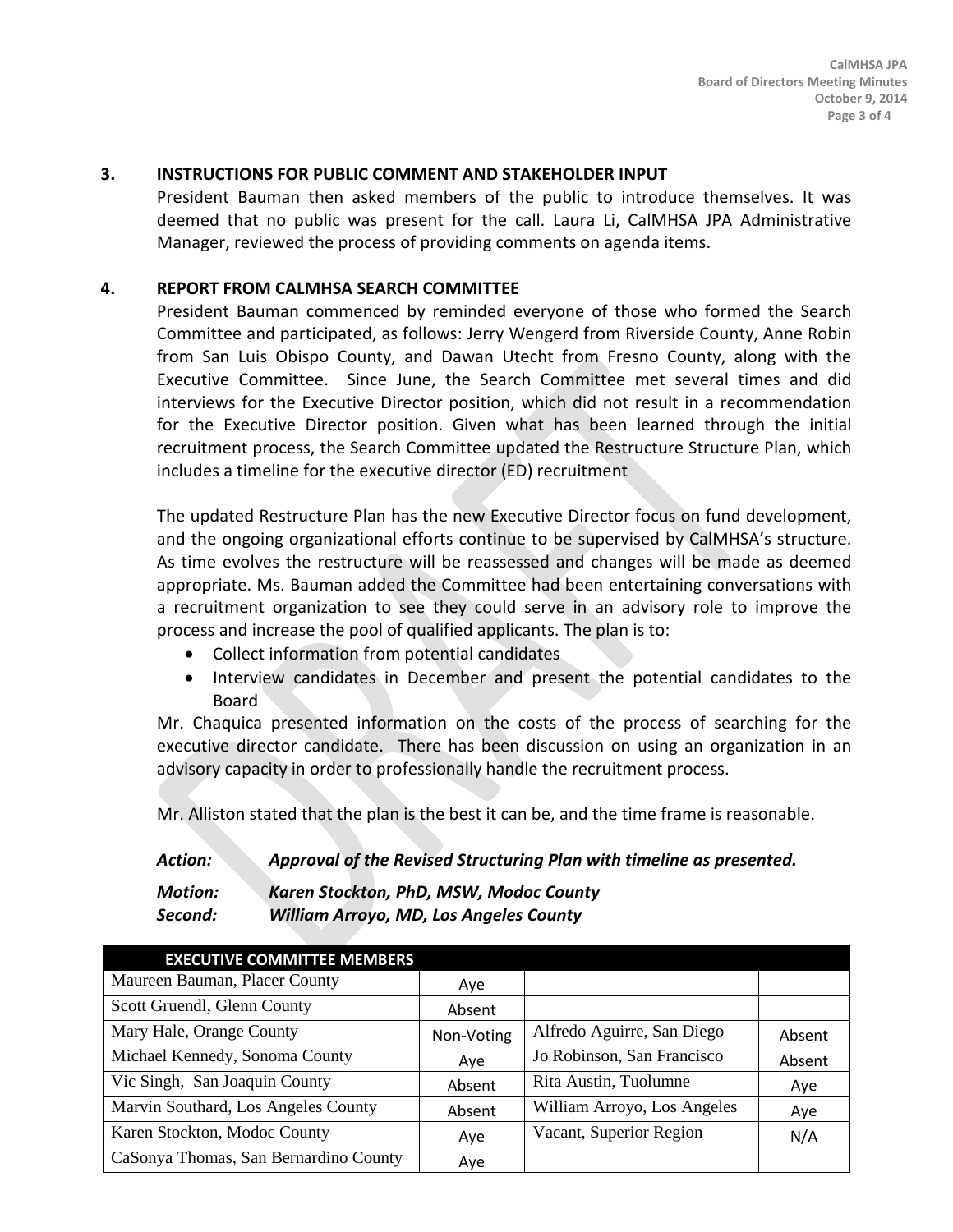## 3. INSTRUCTIONS FOR PUBLIC COMMENT AND STAKEHOLDER INPUT

President Bauman then asked members of the public to introduce themselves. It was deemed that no public was present for the call. Laura Li, CalMHSA JPA Administrative Manager, reviewed the process of providing comments on agenda items.

## 4. REPORT FROM CALMHSA SEARCH COMMITTEE

President Bauman commenced by reminded everyone of those who formed the Search Committee and participated, as follows: Jerry Wengerd from Riverside County, Anne Robin from San Luis Obispo County, and Dawan Utecht from Fresno County, along with the Executive Committee. Since June, the Search Committee met several times and did interviews for the Executive Director position, which did not result in a recommendation for the Executive Director position. Given what has been learned through the initial recruitment process, the Search Committee updated the Restructure Structure Plan, which includes a timeline for the executive director (ED) recruitment

The updated Restructure Plan has the new Executive Director focus on fund development, and the ongoing organizational efforts continue to be supervised by CalMHSA's structure. As time evolves the restructure will be reassessed and changes will be made as deemed appropriate. Ms. Bauman added the Committee had been entertaining conversations with a recruitment organization to see they could serve in an advisory role to improve the process and increase the pool of qualified applicants. The plan is to:

- Collect information from potential candidates
- Interview candidates in December and present the potential candidates to the Board

Mr. Chaquica presented information on the costs of the process of searching for the executive director candidate. There has been discussion on using an organization in an advisory capacity in order to professionally handle the recruitment process.

Mr. Alliston stated that the plan is the best it can be, and the time frame is reasonable.

***Action:*** ***Approval of the Revised Structuring Plan with timeline as presented.***

***Motion:*** ***Karen Stockton, PhD, MSW, Modoc County***
***Second:*** ***William Arroyo, MD, Los Angeles County***

| EXECUTIVE COMMITTEE MEMBERS | | | |
|---|---|---|---|
| Maureen Bauman, Placer County | Aye | | |
| Scott Gruendl, Glenn County | Absent | | |
| Mary Hale, Orange County | Non-Voting | Alfredo Aguirre, San Diego | Absent |
| Michael Kennedy, Sonoma County | Aye | Jo Robinson, San Francisco | Absent |
| Vic Singh, San Joaquin County | Absent | Rita Austin, Tuolumne | Aye |
| Marvin Southard, Los Angeles County | Absent | William Arroyo, Los Angeles | Aye |
| Karen Stockton, Modoc County | Aye | Vacant, Superior Region | N/A |
| CaSonya Thomas, San Bernardino County | Aye | | |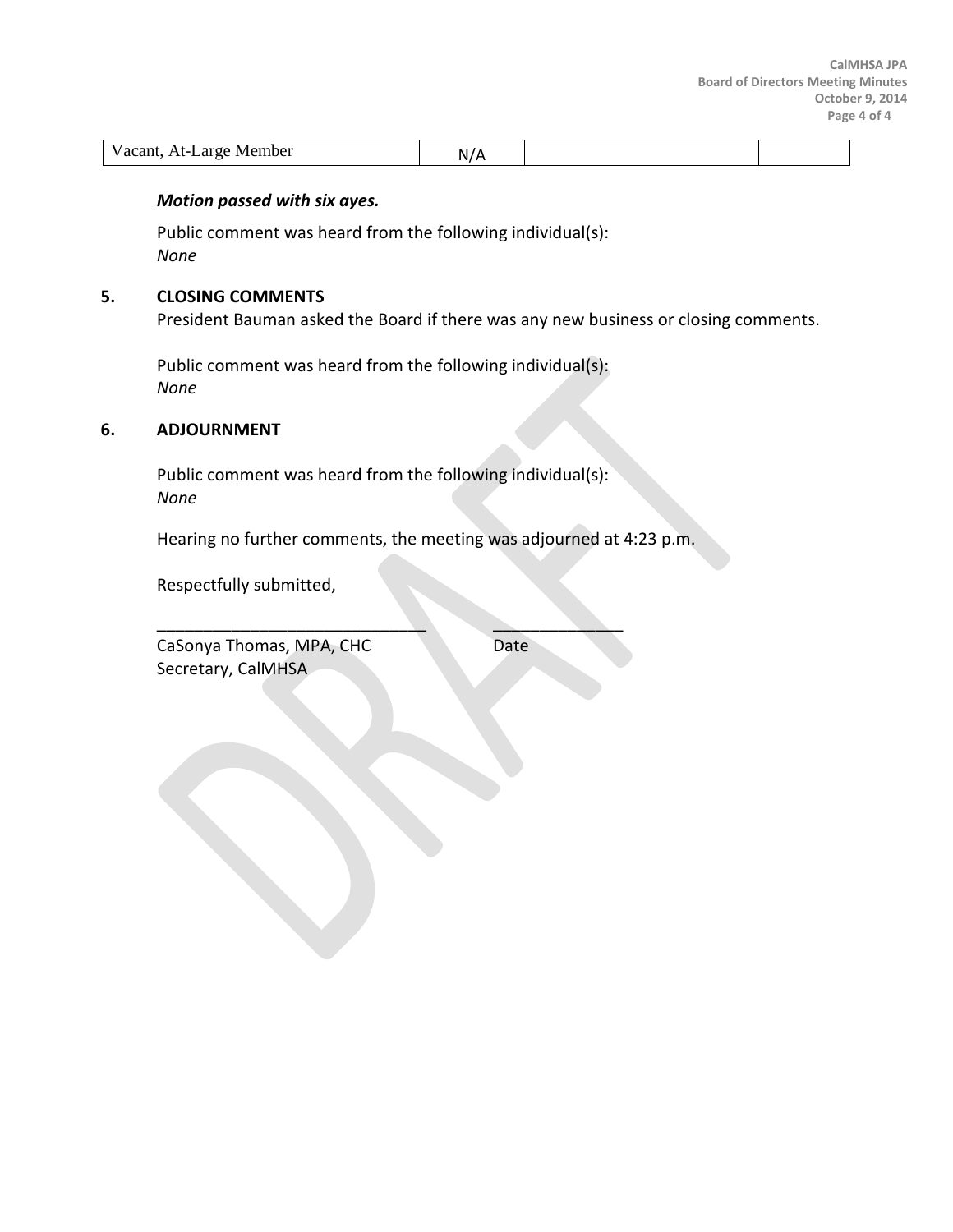| | | | |
|---|---|---|---|
| Vacant, At-Large Member | N/A | | |

***Motion passed with six ayes.***

Public comment was heard from the following individual(s):
*None*

## 5. CLOSING COMMENTS

President Bauman asked the Board if there was any new business or closing comments.

Public comment was heard from the following individual(s):
*None*

## 6. ADJOURNMENT

Public comment was heard from the following individual(s):
*None*

Hearing no further comments, the meeting was adjourned at 4:23 p.m.

Respectfully submitted,

______________________________ ______________

CaSonya Thomas, MPA, CHC Date
Secretary, CalMHSA

DRAFT